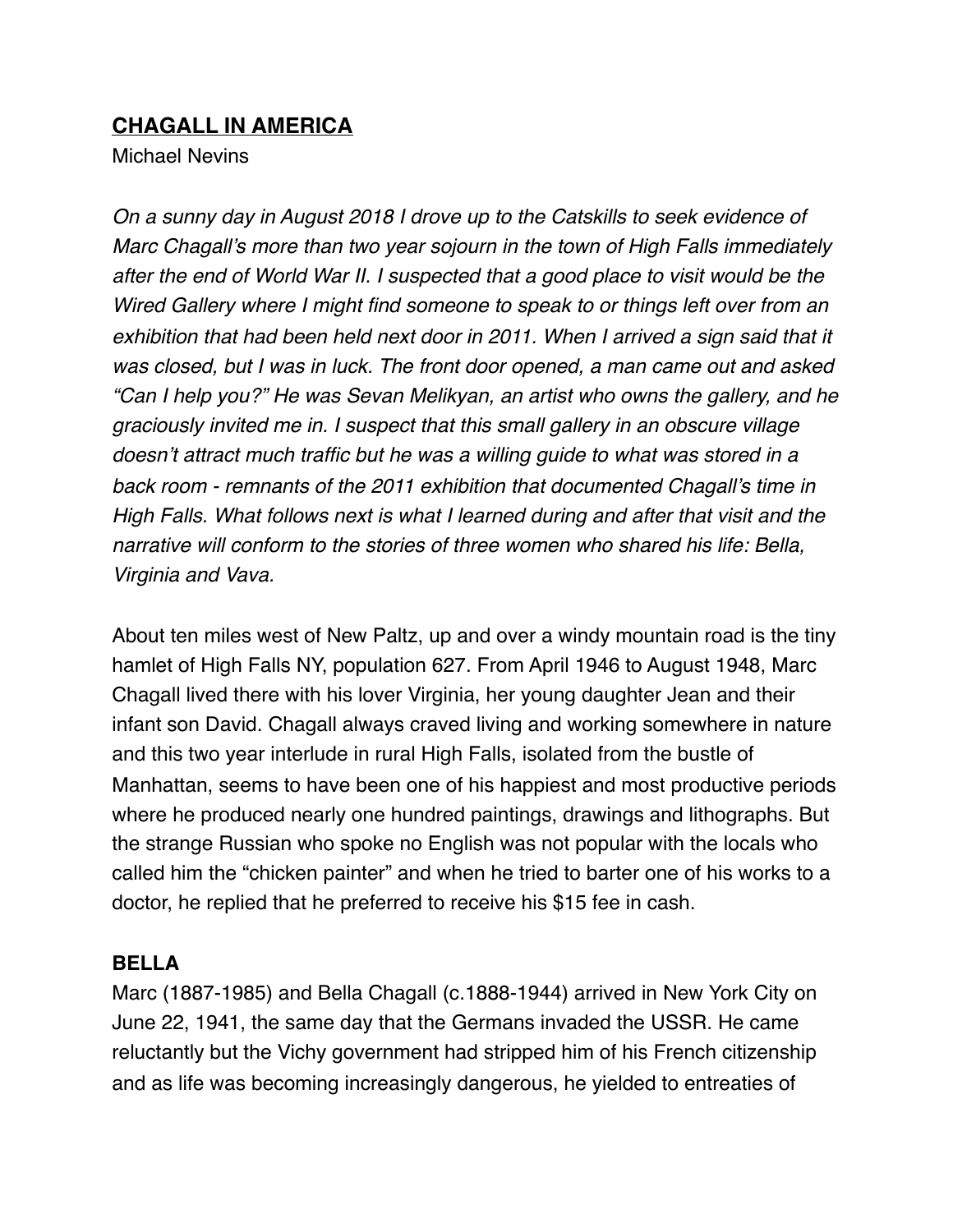# **CHAGALL IN AMERICA**

Michael Nevins

*On a sunny day in August 2018 I drove up to the Catskills to seek evidence of Marc Chagall's more than two year sojourn in the town of High Falls immediately after the end of World War II. I suspected that a good place to visit would be the Wired Gallery where I might find someone to speak to or things left over from an exhibition that had been held next door in 2011. When I arrived a sign said that it was closed, but I was in luck. The front door opened, a man came out and asked "Can I help you?" He was Sevan Melikyan, an artist who owns the gallery, and he graciously invited me in. I suspect that this small gallery in an obscure village doesn't attract much traffic but he was a willing guide to what was stored in a back room - remnants of the 2011 exhibition that documented Chagall's time in High Falls. What follows next is what I learned during and after that visit and the narrative will conform to the stories of three women who shared his life: Bella, Virginia and Vava.*

About ten miles west of New Paltz, up and over a windy mountain road is the tiny hamlet of High Falls NY, population 627. From April 1946 to August 1948, Marc Chagall lived there with his lover Virginia, her young daughter Jean and their infant son David. Chagall always craved living and working somewhere in nature and this two year interlude in rural High Falls, isolated from the bustle of Manhattan, seems to have been one of his happiest and most productive periods where he produced nearly one hundred paintings, drawings and lithographs. But the strange Russian who spoke no English was not popular with the locals who called him the "chicken painter" and when he tried to barter one of his works to a doctor, he replied that he preferred to receive his $15 fee in cash.

## **BELLA**

Marc (1887-1985) and Bella Chagall (c.1888-1944) arrived in New York City on June 22, 1941, the same day that the Germans invaded the USSR. He came reluctantly but the Vichy government had stripped him of his French citizenship and as life was becoming increasingly dangerous, he yielded to entreaties of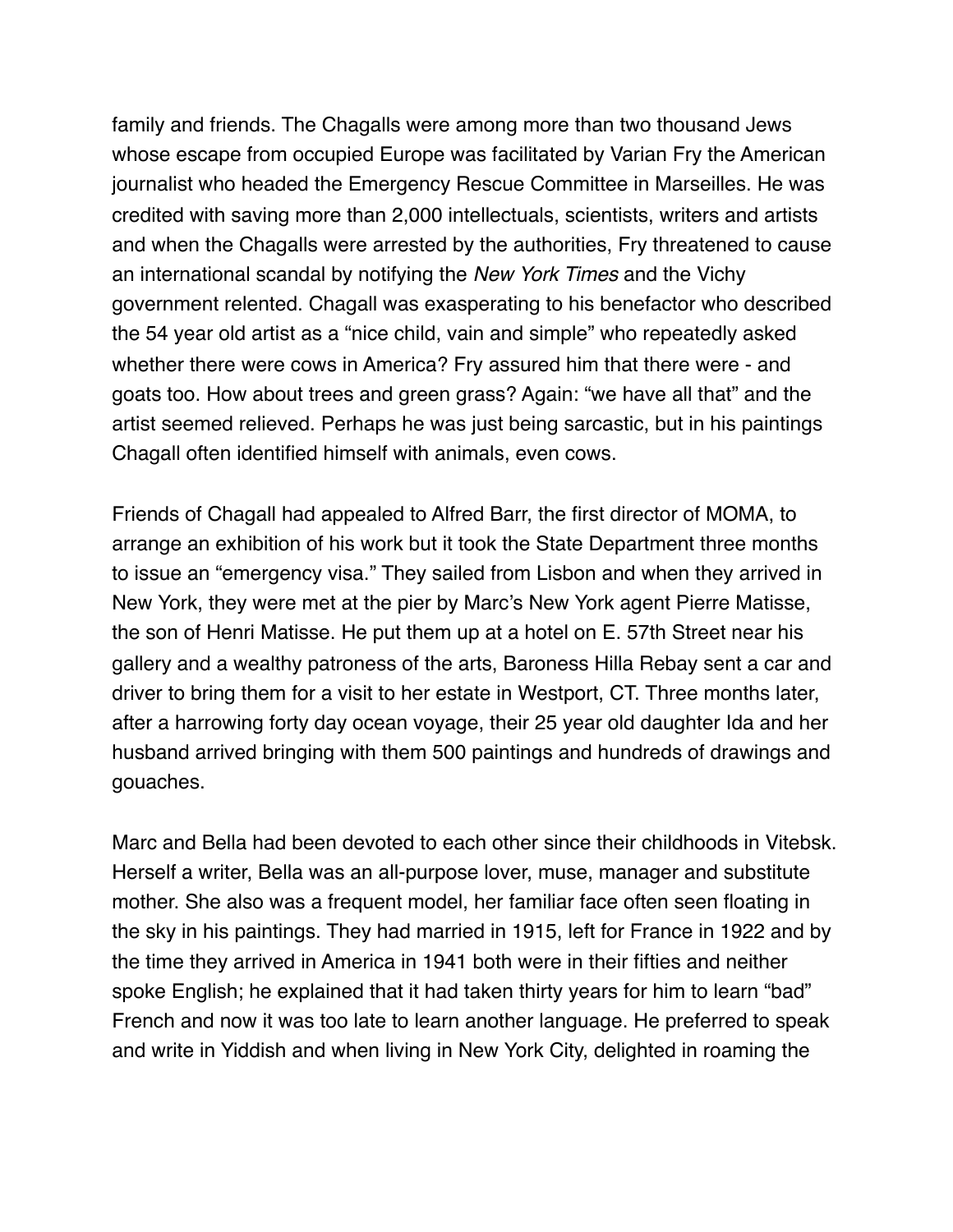family and friends. The Chagalls were among more than two thousand Jews whose escape from occupied Europe was facilitated by Varian Fry the American journalist who headed the Emergency Rescue Committee in Marseilles. He was credited with saving more than 2,000 intellectuals, scientists, writers and artists and when the Chagalls were arrested by the authorities, Fry threatened to cause an international scandal by notifying the *New York Times* and the Vichy government relented. Chagall was exasperating to his benefactor who described the 54 year old artist as a "nice child, vain and simple" who repeatedly asked whether there were cows in America? Fry assured him that there were - and goats too. How about trees and green grass? Again: "we have all that" and the artist seemed relieved. Perhaps he was just being sarcastic, but in his paintings Chagall often identified himself with animals, even cows.

Friends of Chagall had appealed to Alfred Barr, the first director of MOMA, to arrange an exhibition of his work but it took the State Department three months to issue an "emergency visa." They sailed from Lisbon and when they arrived in New York, they were met at the pier by Marc's New York agent Pierre Matisse, the son of Henri Matisse. He put them up at a hotel on E. 57th Street near his gallery and a wealthy patroness of the arts, Baroness Hilla Rebay sent a car and driver to bring them for a visit to her estate in Westport, CT. Three months later, after a harrowing forty day ocean voyage, their 25 year old daughter Ida and her husband arrived bringing with them 500 paintings and hundreds of drawings and gouaches.

Marc and Bella had been devoted to each other since their childhoods in Vitebsk. Herself a writer, Bella was an all-purpose lover, muse, manager and substitute mother. She also was a frequent model, her familiar face often seen floating in the sky in his paintings. They had married in 1915, left for France in 1922 and by the time they arrived in America in 1941 both were in their fifties and neither spoke English; he explained that it had taken thirty years for him to learn "bad" French and now it was too late to learn another language. He preferred to speak and write in Yiddish and when living in New York City, delighted in roaming the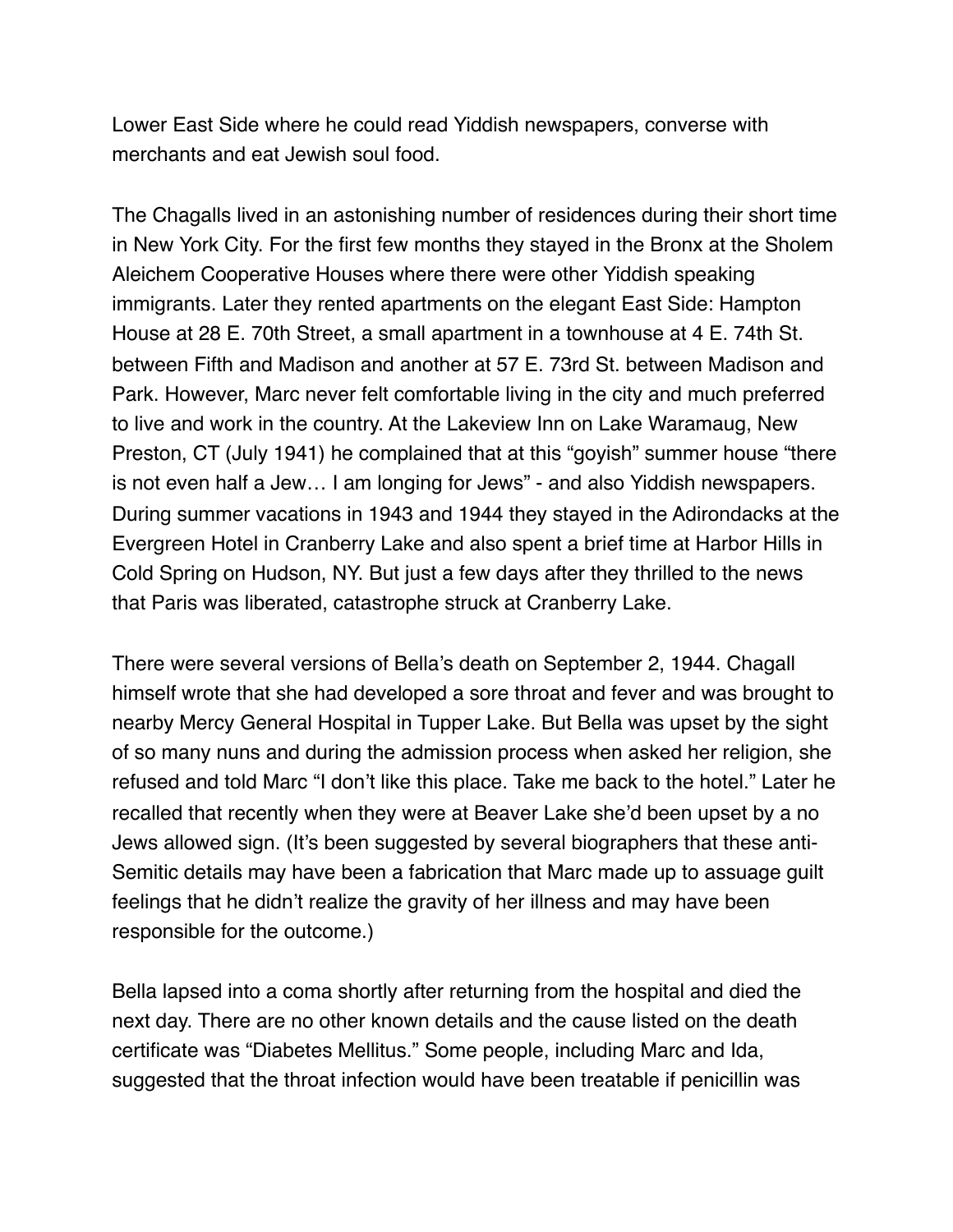Lower East Side where he could read Yiddish newspapers, converse with merchants and eat Jewish soul food.

The Chagalls lived in an astonishing number of residences during their short time in New York City. For the first few months they stayed in the Bronx at the Sholem Aleichem Cooperative Houses where there were other Yiddish speaking immigrants. Later they rented apartments on the elegant East Side: Hampton House at 28 E. 70th Street, a small apartment in a townhouse at 4 E. 74th St. between Fifth and Madison and another at 57 E. 73rd St. between Madison and Park. However, Marc never felt comfortable living in the city and much preferred to live and work in the country. At the Lakeview Inn on Lake Waramaug, New Preston, CT (July 1941) he complained that at this "goyish" summer house "there is not even half a Jew… I am longing for Jews" - and also Yiddish newspapers. During summer vacations in 1943 and 1944 they stayed in the Adirondacks at the Evergreen Hotel in Cranberry Lake and also spent a brief time at Harbor Hills in Cold Spring on Hudson, NY. But just a few days after they thrilled to the news that Paris was liberated, catastrophe struck at Cranberry Lake.

There were several versions of Bella's death on September 2, 1944. Chagall himself wrote that she had developed a sore throat and fever and was brought to nearby Mercy General Hospital in Tupper Lake. But Bella was upset by the sight of so many nuns and during the admission process when asked her religion, she refused and told Marc "I don't like this place. Take me back to the hotel." Later he recalled that recently when they were at Beaver Lake she'd been upset by a no Jews allowed sign. (It's been suggested by several biographers that these anti-Semitic details may have been a fabrication that Marc made up to assuage guilt feelings that he didn't realize the gravity of her illness and may have been responsible for the outcome.)

Bella lapsed into a coma shortly after returning from the hospital and died the next day. There are no other known details and the cause listed on the death certificate was "Diabetes Mellitus." Some people, including Marc and Ida, suggested that the throat infection would have been treatable if penicillin was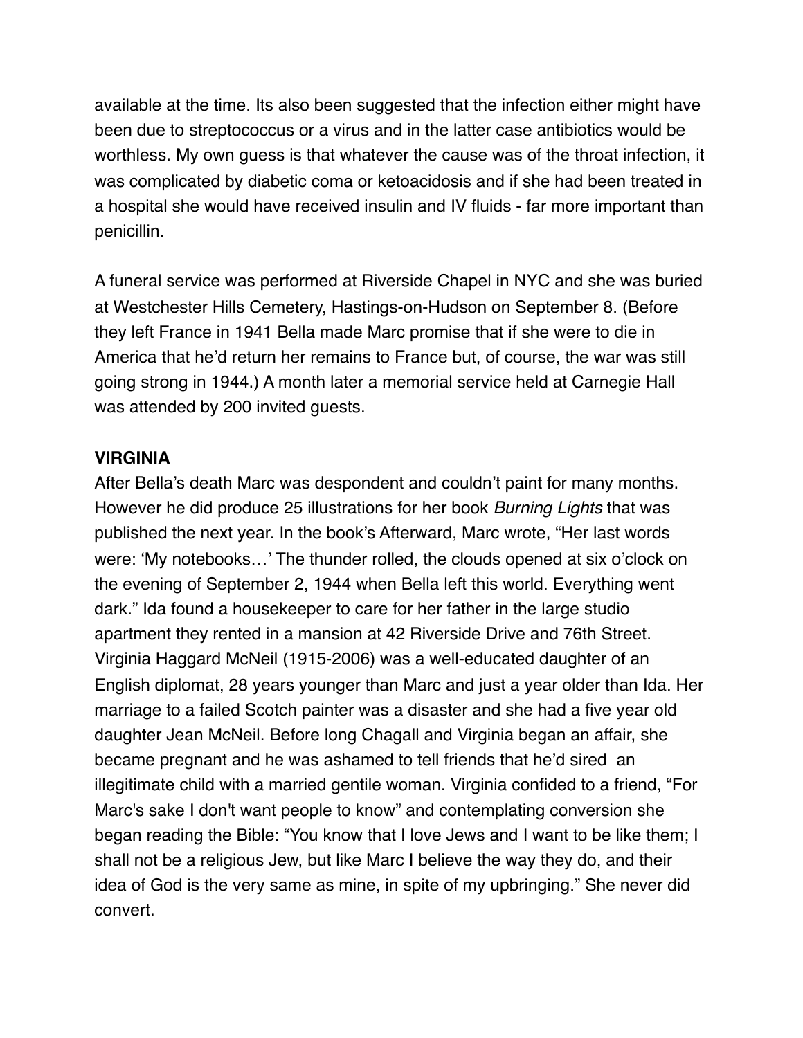available at the time. Its also been suggested that the infection either might have been due to streptococcus or a virus and in the latter case antibiotics would be worthless. My own guess is that whatever the cause was of the throat infection, it was complicated by diabetic coma or ketoacidosis and if she had been treated in a hospital she would have received insulin and IV fluids - far more important than penicillin.

A funeral service was performed at Riverside Chapel in NYC and she was buried at Westchester Hills Cemetery, Hastings-on-Hudson on September 8. (Before they left France in 1941 Bella made Marc promise that if she were to die in America that he'd return her remains to France but, of course, the war was still going strong in 1944.) A month later a memorial service held at Carnegie Hall was attended by 200 invited guests.

**VIRGINIA**

After Bella's death Marc was despondent and couldn't paint for many months. However he did produce 25 illustrations for her book *Burning Lights* that was published the next year. In the book's Afterward, Marc wrote, "Her last words were: 'My notebooks…' The thunder rolled, the clouds opened at six o'clock on the evening of September 2, 1944 when Bella left this world. Everything went dark." Ida found a housekeeper to care for her father in the large studio apartment they rented in a mansion at 42 Riverside Drive and 76th Street. Virginia Haggard McNeil (1915-2006) was a well-educated daughter of an English diplomat, 28 years younger than Marc and just a year older than Ida. Her marriage to a failed Scotch painter was a disaster and she had a five year old daughter Jean McNeil. Before long Chagall and Virginia began an affair, she became pregnant and he was ashamed to tell friends that he'd sired an illegitimate child with a married gentile woman. Virginia confided to a friend, "For Marc's sake I don't want people to know" and contemplating conversion she began reading the Bible: "You know that I love Jews and I want to be like them; I shall not be a religious Jew, but like Marc I believe the way they do, and their idea of God is the very same as mine, in spite of my upbringing." She never did convert.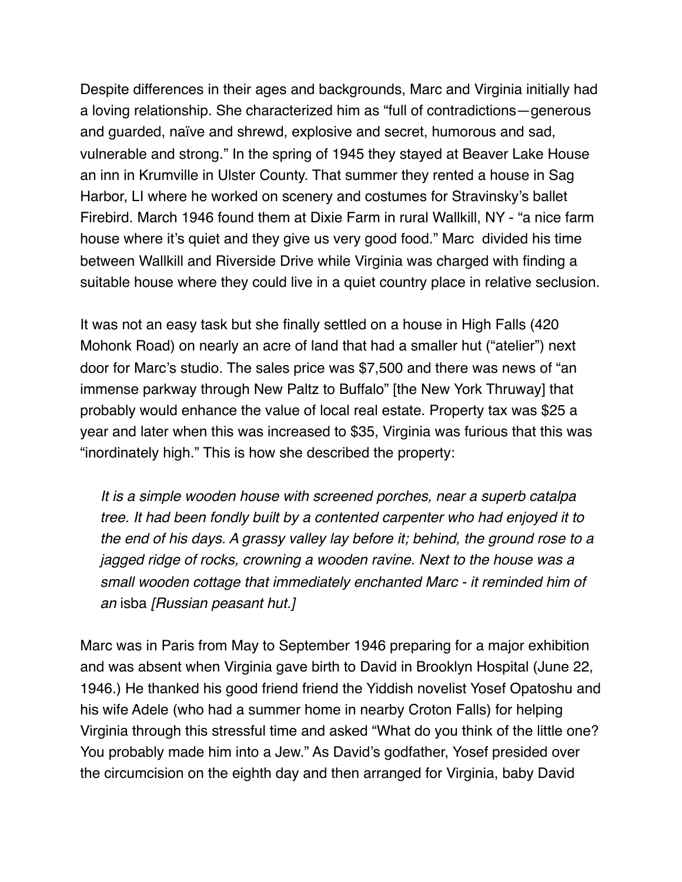Despite differences in their ages and backgrounds, Marc and Virginia initially had a loving relationship. She characterized him as "full of contradictions—generous and guarded, naïve and shrewd, explosive and secret, humorous and sad, vulnerable and strong." In the spring of 1945 they stayed at Beaver Lake House an inn in Krumville in Ulster County. That summer they rented a house in Sag Harbor, LI where he worked on scenery and costumes for Stravinsky's ballet Firebird. March 1946 found them at Dixie Farm in rural Wallkill, NY - "a nice farm house where it's quiet and they give us very good food." Marc divided his time between Wallkill and Riverside Drive while Virginia was charged with finding a suitable house where they could live in a quiet country place in relative seclusion.

It was not an easy task but she finally settled on a house in High Falls (420 Mohonk Road) on nearly an acre of land that had a smaller hut ("atelier") next door for Marc's studio. The sales price was $7,500 and there was news of "an immense parkway through New Paltz to Buffalo" [the New York Thruway] that probably would enhance the value of local real estate. Property tax was $25 a year and later when this was increased to $35, Virginia was furious that this was "inordinately high." This is how she described the property:

> *It is a simple wooden house with screened porches, near a superb catalpa tree. It had been fondly built by a contented carpenter who had enjoyed it to the end of his days. A grassy valley lay before it; behind, the ground rose to a jagged ridge of rocks, crowning a wooden ravine. Next to the house was a small wooden cottage that immediately enchanted Marc - it reminded him of an* isba *[Russian peasant hut.]*

Marc was in Paris from May to September 1946 preparing for a major exhibition and was absent when Virginia gave birth to David in Brooklyn Hospital (June 22, 1946.) He thanked his good friend friend the Yiddish novelist Yosef Opatoshu and his wife Adele (who had a summer home in nearby Croton Falls) for helping Virginia through this stressful time and asked "What do you think of the little one? You probably made him into a Jew." As David's godfather, Yosef presided over the circumcision on the eighth day and then arranged for Virginia, baby David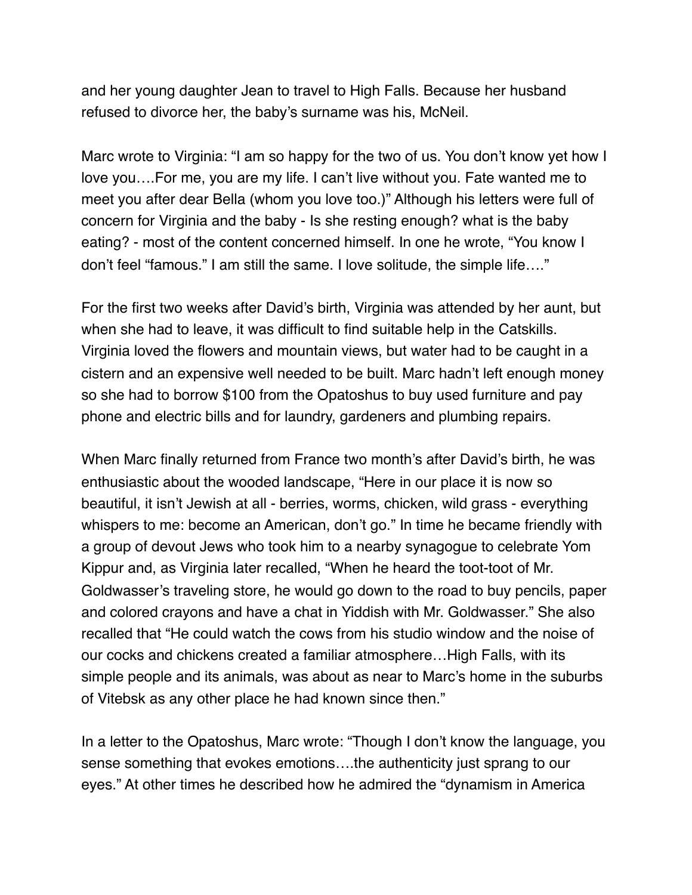and her young daughter Jean to travel to High Falls. Because her husband refused to divorce her, the baby's surname was his, McNeil.

Marc wrote to Virginia: "I am so happy for the two of us. You don't know yet how I love you….For me, you are my life. I can't live without you. Fate wanted me to meet you after dear Bella (whom you love too.)" Although his letters were full of concern for Virginia and the baby - Is she resting enough? what is the baby eating? - most of the content concerned himself. In one he wrote, "You know I don't feel "famous." I am still the same. I love solitude, the simple life…."

For the first two weeks after David's birth, Virginia was attended by her aunt, but when she had to leave, it was difficult to find suitable help in the Catskills. Virginia loved the flowers and mountain views, but water had to be caught in a cistern and an expensive well needed to be built. Marc hadn't left enough money so she had to borrow $100 from the Opatoshus to buy used furniture and pay phone and electric bills and for laundry, gardeners and plumbing repairs.

When Marc finally returned from France two month's after David's birth, he was enthusiastic about the wooded landscape, "Here in our place it is now so beautiful, it isn't Jewish at all - berries, worms, chicken, wild grass - everything whispers to me: become an American, don't go." In time he became friendly with a group of devout Jews who took him to a nearby synagogue to celebrate Yom Kippur and, as Virginia later recalled, "When he heard the toot-toot of Mr. Goldwasser's traveling store, he would go down to the road to buy pencils, paper and colored crayons and have a chat in Yiddish with Mr. Goldwasser." She also recalled that "He could watch the cows from his studio window and the noise of our cocks and chickens created a familiar atmosphere…High Falls, with its simple people and its animals, was about as near to Marc's home in the suburbs of Vitebsk as any other place he had known since then."

In a letter to the Opatoshus, Marc wrote: "Though I don't know the language, you sense something that evokes emotions….the authenticity just sprang to our eyes." At other times he described how he admired the "dynamism in America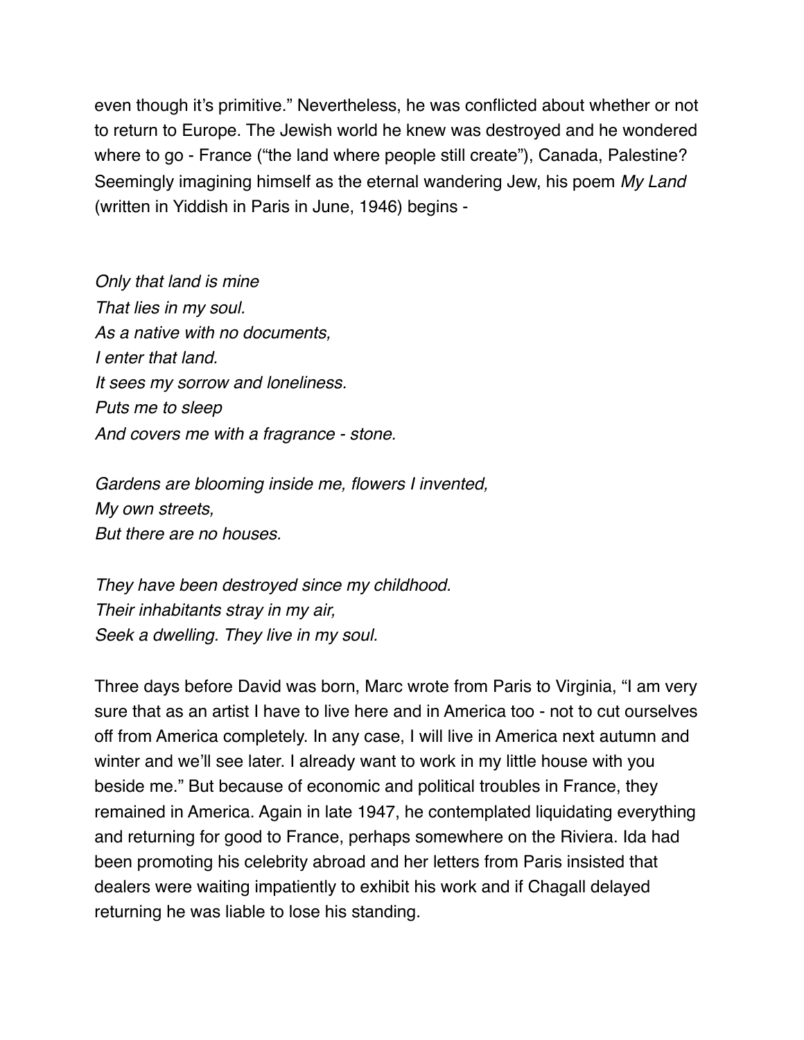even though it's primitive." Nevertheless, he was conflicted about whether or not to return to Europe. The Jewish world he knew was destroyed and he wondered where to go - France ("the land where people still create"), Canada, Palestine? Seemingly imagining himself as the eternal wandering Jew, his poem *My Land* (written in Yiddish in Paris in June, 1946) begins -

*Only that land is mine*  
*That lies in my soul.*  
*As a native with no documents,*  
*I enter that land.*  
*It sees my sorrow and loneliness.*  
*Puts me to sleep*  
*And covers me with a fragrance - stone.*

*Gardens are blooming inside me, flowers I invented,*  
*My own streets,*  
*But there are no houses.*

*They have been destroyed since my childhood.*  
*Their inhabitants stray in my air,*  
*Seek a dwelling. They live in my soul.*

Three days before David was born, Marc wrote from Paris to Virginia, "I am very sure that as an artist I have to live here and in America too - not to cut ourselves off from America completely. In any case, I will live in America next autumn and winter and we'll see later. I already want to work in my little house with you beside me." But because of economic and political troubles in France, they remained in America. Again in late 1947, he contemplated liquidating everything and returning for good to France, perhaps somewhere on the Riviera. Ida had been promoting his celebrity abroad and her letters from Paris insisted that dealers were waiting impatiently to exhibit his work and if Chagall delayed returning he was liable to lose his standing.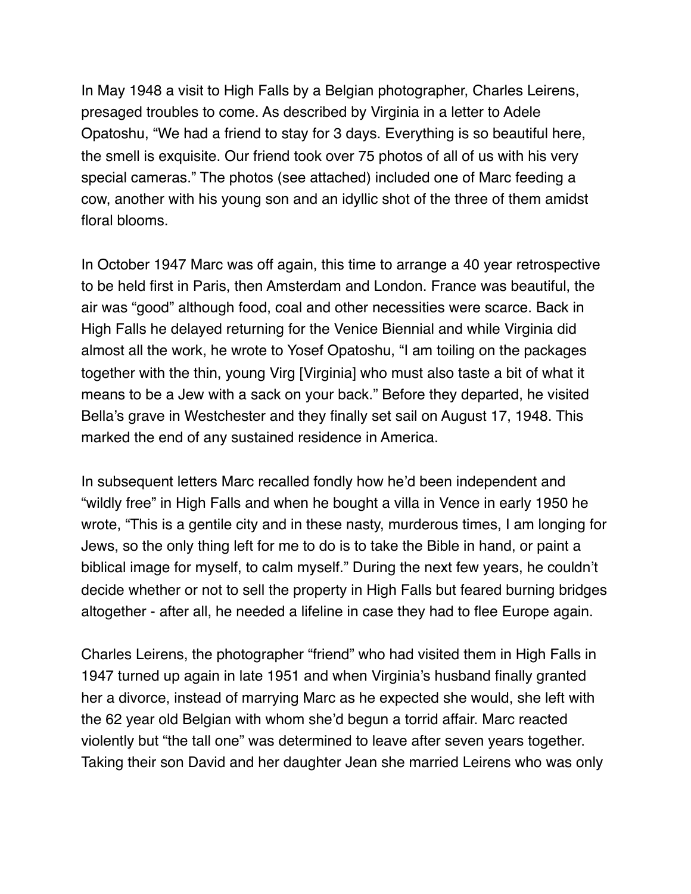In May 1948 a visit to High Falls by a Belgian photographer, Charles Leirens, presaged troubles to come. As described by Virginia in a letter to Adele Opatoshu, "We had a friend to stay for 3 days. Everything is so beautiful here, the smell is exquisite. Our friend took over 75 photos of all of us with his very special cameras." The photos (see attached) included one of Marc feeding a cow, another with his young son and an idyllic shot of the three of them amidst floral blooms.

In October 1947 Marc was off again, this time to arrange a 40 year retrospective to be held first in Paris, then Amsterdam and London. France was beautiful, the air was "good" although food, coal and other necessities were scarce. Back in High Falls he delayed returning for the Venice Biennial and while Virginia did almost all the work, he wrote to Yosef Opatoshu, "I am toiling on the packages together with the thin, young Virg [Virginia] who must also taste a bit of what it means to be a Jew with a sack on your back." Before they departed, he visited Bella's grave in Westchester and they finally set sail on August 17, 1948. This marked the end of any sustained residence in America.

In subsequent letters Marc recalled fondly how he'd been independent and "wildly free" in High Falls and when he bought a villa in Vence in early 1950 he wrote, "This is a gentile city and in these nasty, murderous times, I am longing for Jews, so the only thing left for me to do is to take the Bible in hand, or paint a biblical image for myself, to calm myself." During the next few years, he couldn't decide whether or not to sell the property in High Falls but feared burning bridges altogether - after all, he needed a lifeline in case they had to flee Europe again.

Charles Leirens, the photographer "friend" who had visited them in High Falls in 1947 turned up again in late 1951 and when Virginia's husband finally granted her a divorce, instead of marrying Marc as he expected she would, she left with the 62 year old Belgian with whom she'd begun a torrid affair. Marc reacted violently but "the tall one" was determined to leave after seven years together. Taking their son David and her daughter Jean she married Leirens who was only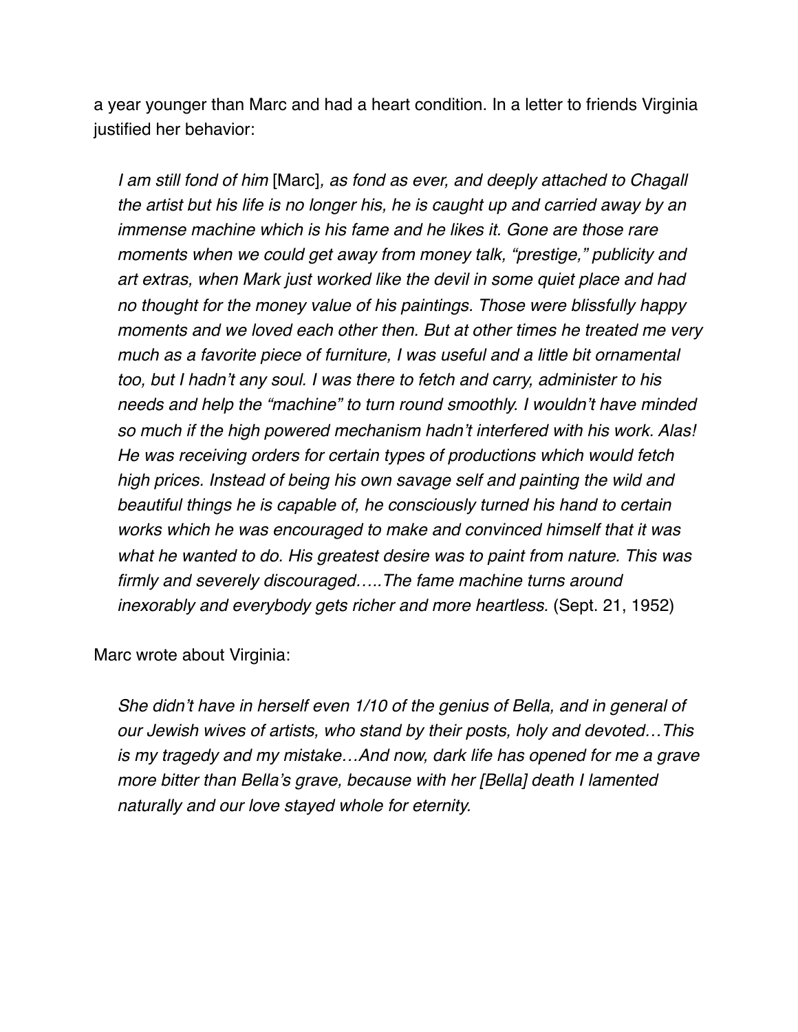a year younger than Marc and had a heart condition. In a letter to friends Virginia justified her behavior:

> *I am still fond of him* [Marc]*, as fond as ever, and deeply attached to Chagall the artist but his life is no longer his, he is caught up and carried away by an immense machine which is his fame and he likes it. Gone are those rare moments when we could get away from money talk, "prestige," publicity and art extras, when Mark just worked like the devil in some quiet place and had no thought for the money value of his paintings. Those were blissfully happy moments and we loved each other then. But at other times he treated me very much as a favorite piece of furniture, I was useful and a little bit ornamental too, but I hadn't any soul. I was there to fetch and carry, administer to his needs and help the "machine" to turn round smoothly. I wouldn't have minded so much if the high powered mechanism hadn't interfered with his work. Alas! He was receiving orders for certain types of productions which would fetch high prices. Instead of being his own savage self and painting the wild and beautiful things he is capable of, he consciously turned his hand to certain works which he was encouraged to make and convinced himself that it was what he wanted to do. His greatest desire was to paint from nature. This was firmly and severely discouraged…..The fame machine turns around inexorably and everybody gets richer and more heartless.* (Sept. 21, 1952)

Marc wrote about Virginia:

> *She didn't have in herself even 1/10 of the genius of Bella, and in general of our Jewish wives of artists, who stand by their posts, holy and devoted…This is my tragedy and my mistake…And now, dark life has opened for me a grave more bitter than Bella's grave, because with her [Bella] death I lamented naturally and our love stayed whole for eternity.*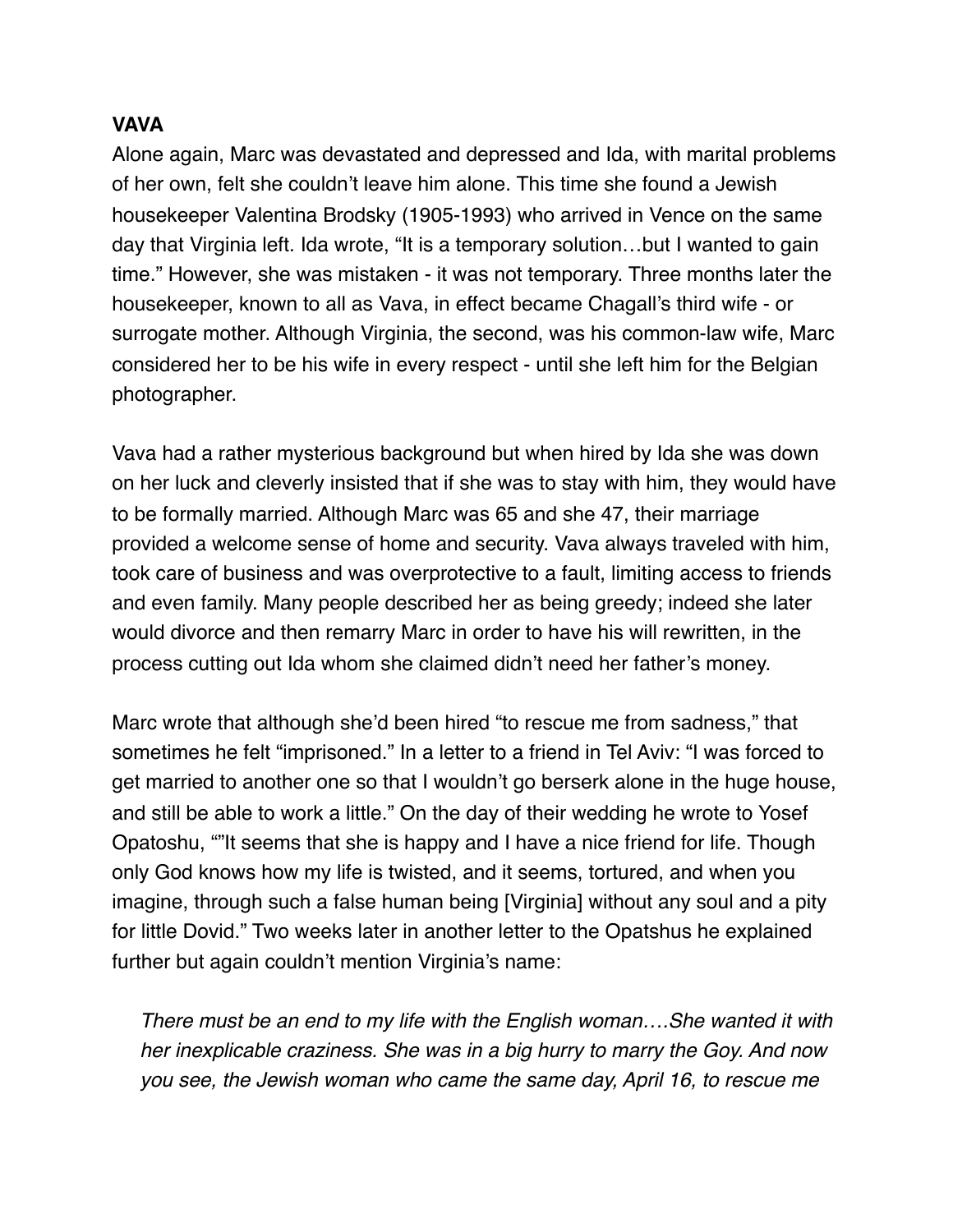**VAVA**

Alone again, Marc was devastated and depressed and Ida, with marital problems of her own, felt she couldn't leave him alone. This time she found a Jewish housekeeper Valentina Brodsky (1905-1993) who arrived in Vence on the same day that Virginia left. Ida wrote, "It is a temporary solution…but I wanted to gain time." However, she was mistaken - it was not temporary. Three months later the housekeeper, known to all as Vava, in effect became Chagall's third wife - or surrogate mother. Although Virginia, the second, was his common-law wife, Marc considered her to be his wife in every respect - until she left him for the Belgian photographer.

Vava had a rather mysterious background but when hired by Ida she was down on her luck and cleverly insisted that if she was to stay with him, they would have to be formally married. Although Marc was 65 and she 47, their marriage provided a welcome sense of home and security. Vava always traveled with him, took care of business and was overprotective to a fault, limiting access to friends and even family. Many people described her as being greedy; indeed she later would divorce and then remarry Marc in order to have his will rewritten, in the process cutting out Ida whom she claimed didn't need her father's money.

Marc wrote that although she'd been hired "to rescue me from sadness," that sometimes he felt "imprisoned." In a letter to a friend in Tel Aviv: "I was forced to get married to another one so that I wouldn't go berserk alone in the huge house, and still be able to work a little." On the day of their wedding he wrote to Yosef Opatoshu, ""It seems that she is happy and I have a nice friend for life. Though only God knows how my life is twisted, and it seems, tortured, and when you imagine, through such a false human being [Virginia] without any soul and a pity for little Dovid." Two weeks later in another letter to the Opatshus he explained further but again couldn't mention Virginia's name:

> *There must be an end to my life with the English woman….She wanted it with her inexplicable craziness. She was in a big hurry to marry the Goy. And now you see, the Jewish woman who came the same day, April 16, to rescue me*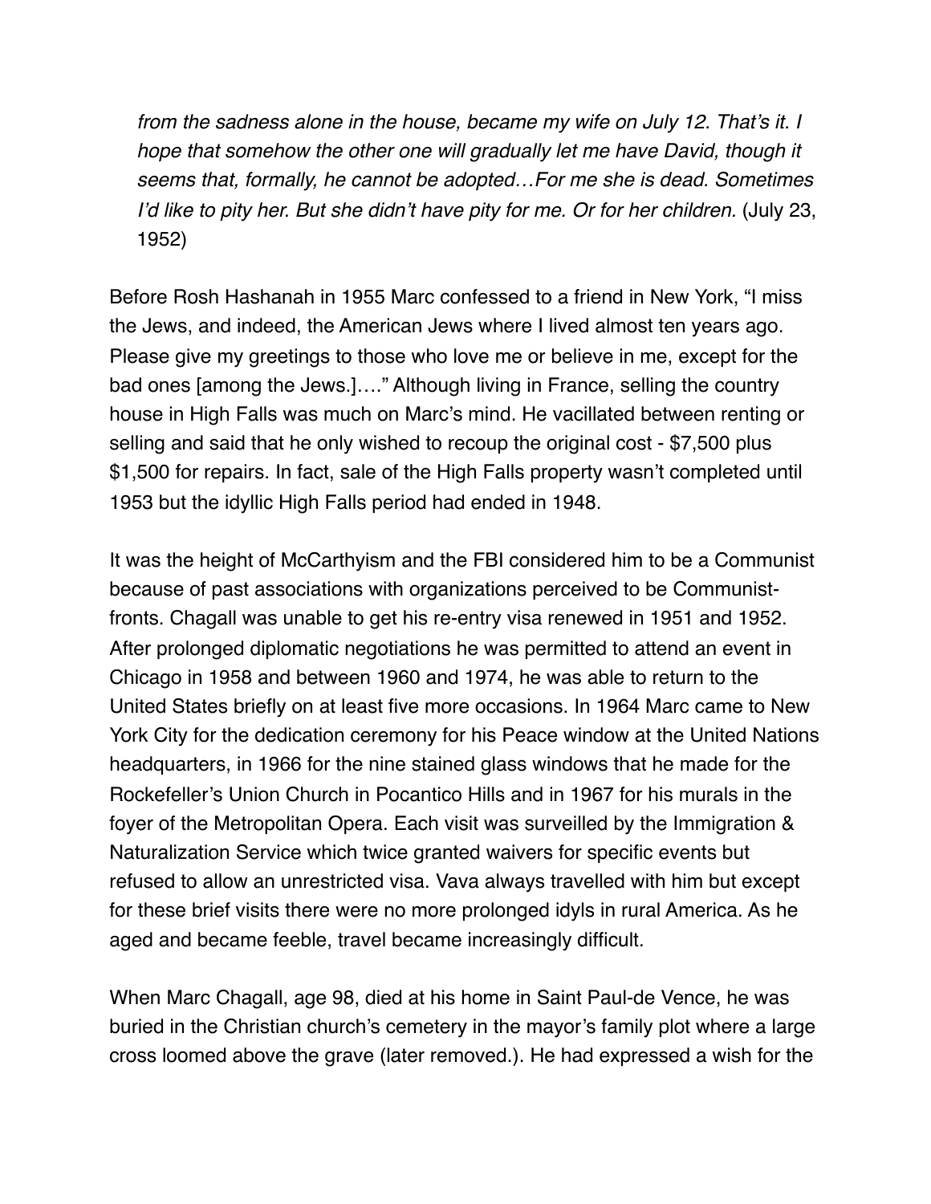*from the sadness alone in the house, became my wife on July 12. That's it. I hope that somehow the other one will gradually let me have David, though it seems that, formally, he cannot be adopted…For me she is dead. Sometimes I'd like to pity her. But she didn't have pity for me. Or for her children.* (July 23, 1952)

Before Rosh Hashanah in 1955 Marc confessed to a friend in New York, "I miss the Jews, and indeed, the American Jews where I lived almost ten years ago. Please give my greetings to those who love me or believe in me, except for the bad ones [among the Jews.]…." Although living in France, selling the country house in High Falls was much on Marc's mind. He vacillated between renting or selling and said that he only wished to recoup the original cost - $7,500 plus $1,500 for repairs. In fact, sale of the High Falls property wasn't completed until 1953 but the idyllic High Falls period had ended in 1948.

It was the height of McCarthyism and the FBI considered him to be a Communist because of past associations with organizations perceived to be Communist-fronts. Chagall was unable to get his re-entry visa renewed in 1951 and 1952. After prolonged diplomatic negotiations he was permitted to attend an event in Chicago in 1958 and between 1960 and 1974, he was able to return to the United States briefly on at least five more occasions. In 1964 Marc came to New York City for the dedication ceremony for his Peace window at the United Nations headquarters, in 1966 for the nine stained glass windows that he made for the Rockefeller's Union Church in Pocantico Hills and in 1967 for his murals in the foyer of the Metropolitan Opera. Each visit was surveilled by the Immigration & Naturalization Service which twice granted waivers for specific events but refused to allow an unrestricted visa. Vava always travelled with him but except for these brief visits there were no more prolonged idyls in rural America. As he aged and became feeble, travel became increasingly difficult.

When Marc Chagall, age 98, died at his home in Saint Paul-de Vence, he was buried in the Christian church's cemetery in the mayor's family plot where a large cross loomed above the grave (later removed.). He had expressed a wish for the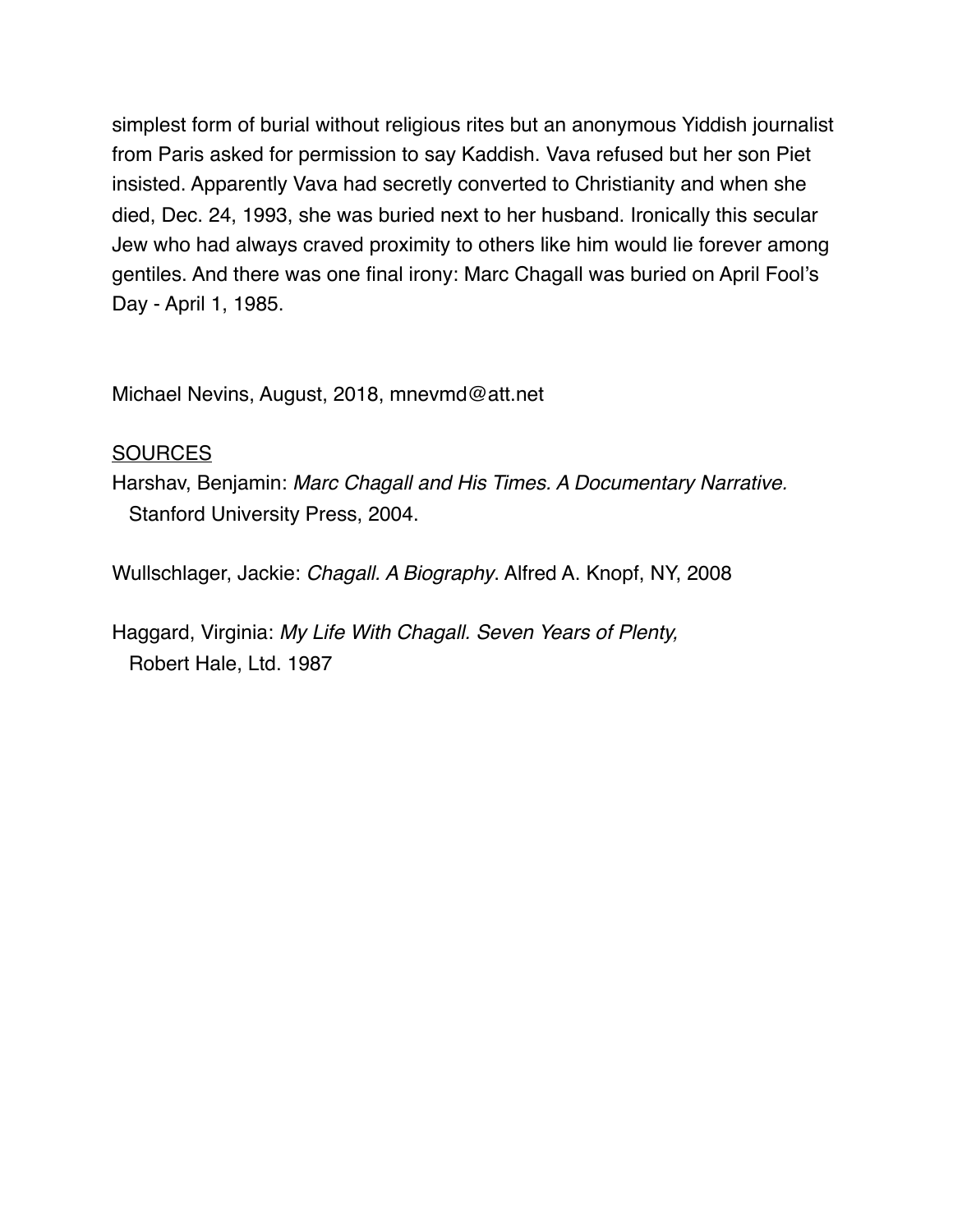simplest form of burial without religious rites but an anonymous Yiddish journalist from Paris asked for permission to say Kaddish. Vava refused but her son Piet insisted. Apparently Vava had secretly converted to Christianity and when she died, Dec. 24, 1993, she was buried next to her husband. Ironically this secular Jew who had always craved proximity to others like him would lie forever among gentiles. And there was one final irony: Marc Chagall was buried on April Fool's Day - April 1, 1985.

Michael Nevins, August, 2018, mnevmd@att.net

<u>SOURCES</u>

Harshav, Benjamin: *Marc Chagall and His Times. A Documentary Narrative.* Stanford University Press, 2004.

Wullschlager, Jackie: *Chagall. A Biography*. Alfred A. Knopf, NY, 2008

Haggard, Virginia: *My Life With Chagall. Seven Years of Plenty,* Robert Hale, Ltd. 1987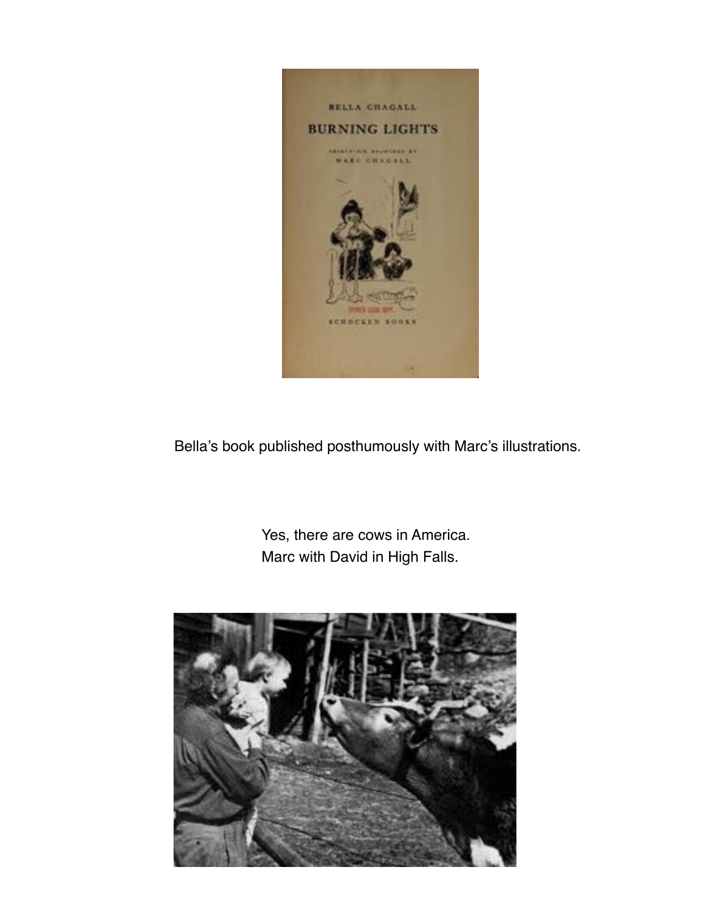Bella's book published posthumously with Marc's illustrations.

Yes, there are cows in America.
Marc with David in High Falls.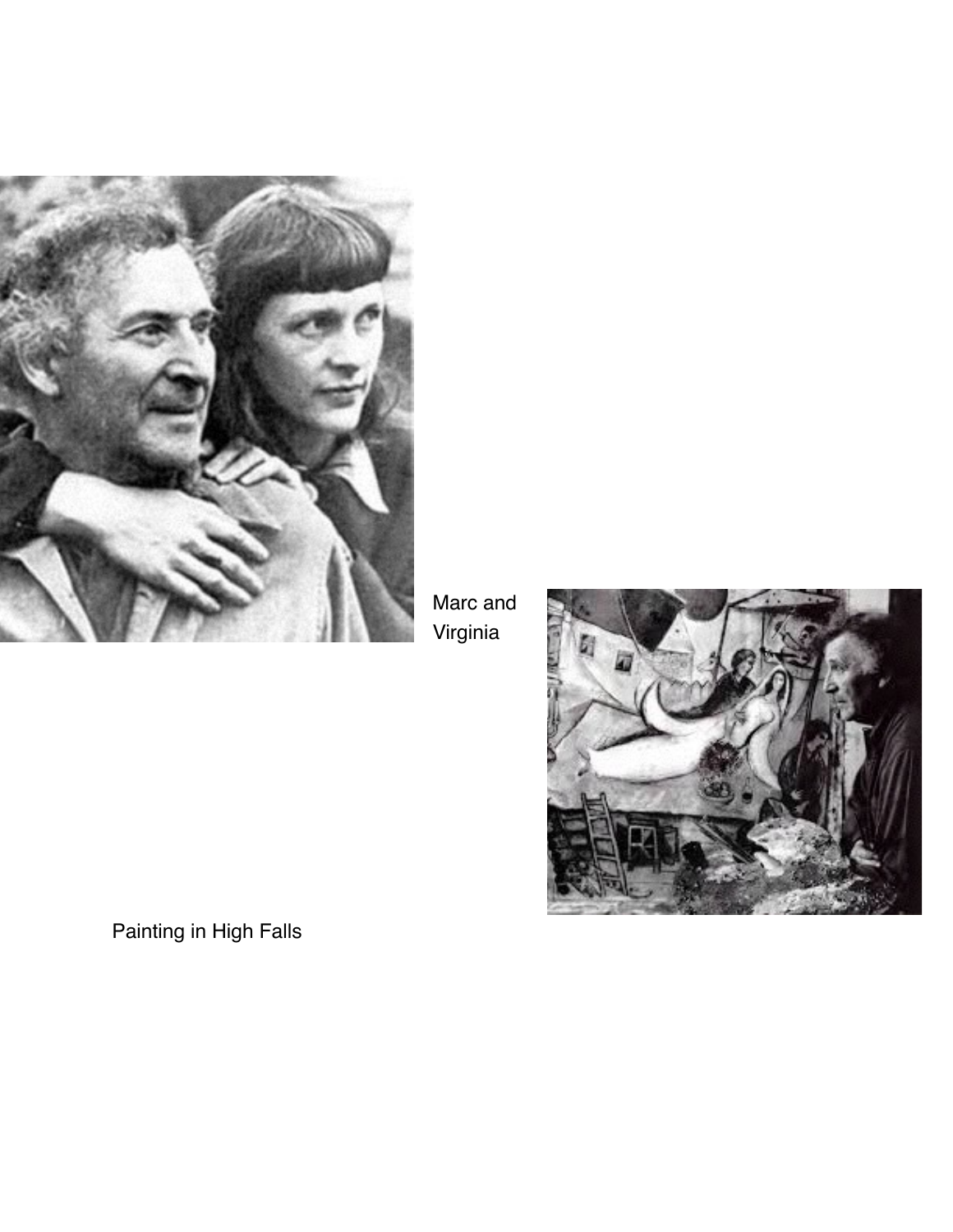Marc and Virginia

Painting in High Falls